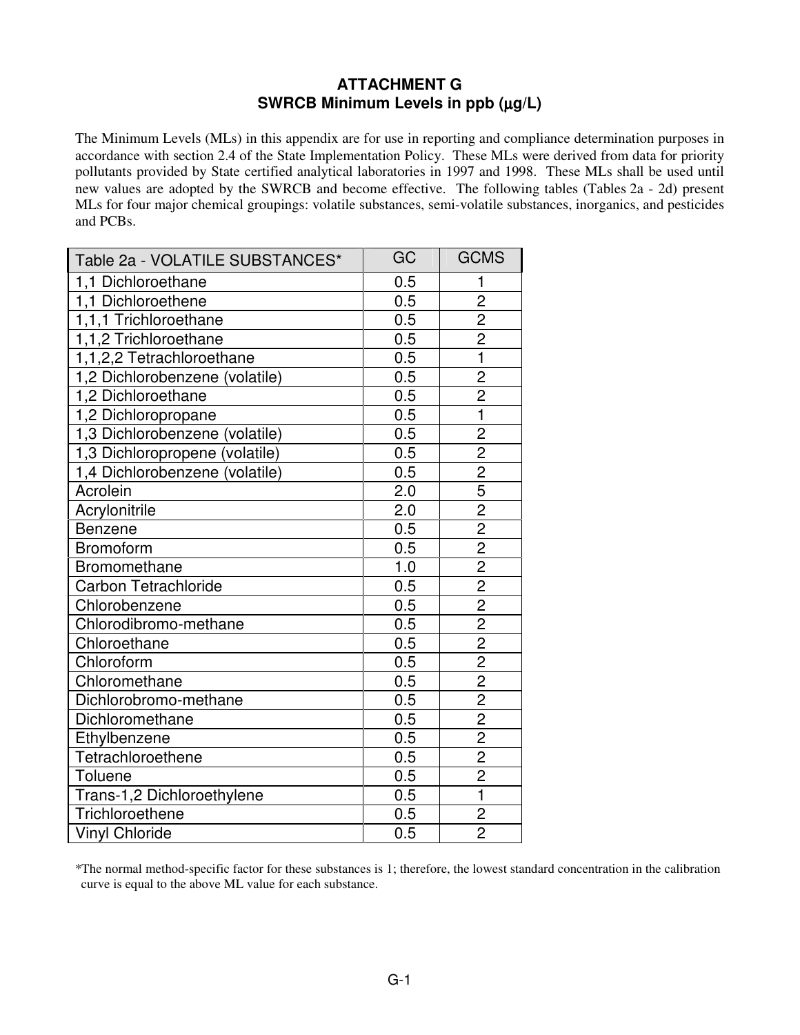# ATTACHMENT G
## SWRCB Minimum Levels in ppb (μg/L)

The Minimum Levels (MLs) in this appendix are for use in reporting and compliance determination purposes in accordance with section 2.4 of the State Implementation Policy. These MLs were derived from data for priority pollutants provided by State certified analytical laboratories in 1997 and 1998. These MLs shall be used until new values are adopted by the SWRCB and become effective. The following tables (Tables 2a - 2d) present MLs for four major chemical groupings: volatile substances, semi-volatile substances, inorganics, and pesticides and PCBs.

| Table 2a - VOLATILE SUBSTANCES* | GC | GCMS |
|---|---|---|
| 1,1 Dichloroethane | 0.5 | 1 |
| 1,1 Dichloroethene | 0.5 | 2 |
| 1,1,1 Trichloroethane | 0.5 | 2 |
| 1,1,2 Trichloroethane | 0.5 | 2 |
| 1,1,2,2 Tetrachloroethane | 0.5 | 1 |
| 1,2 Dichlorobenzene (volatile) | 0.5 | 2 |
| 1,2 Dichloroethane | 0.5 | 2 |
| 1,2 Dichloropropane | 0.5 | 1 |
| 1,3 Dichlorobenzene (volatile) | 0.5 | 2 |
| 1,3 Dichloropropene (volatile) | 0.5 | 2 |
| 1,4 Dichlorobenzene (volatile) | 0.5 | 2 |
| Acrolein | 2.0 | 5 |
| Acrylonitrile | 2.0 | 2 |
| Benzene | 0.5 | 2 |
| Bromoform | 0.5 | 2 |
| Bromomethane | 1.0 | 2 |
| Carbon Tetrachloride | 0.5 | 2 |
| Chlorobenzene | 0.5 | 2 |
| Chlorodibromo-methane | 0.5 | 2 |
| Chloroethane | 0.5 | 2 |
| Chloroform | 0.5 | 2 |
| Chloromethane | 0.5 | 2 |
| Dichlorobromo-methane | 0.5 | 2 |
| Dichloromethane | 0.5 | 2 |
| Ethylbenzene | 0.5 | 2 |
| Tetrachloroethene | 0.5 | 2 |
| Toluene | 0.5 | 2 |
| Trans-1,2 Dichloroethylene | 0.5 | 1 |
| Trichloroethene | 0.5 | 2 |
| Vinyl Chloride | 0.5 | 2 |

*The normal method-specific factor for these substances is 1; therefore, the lowest standard concentration in the calibration curve is equal to the above ML value for each substance.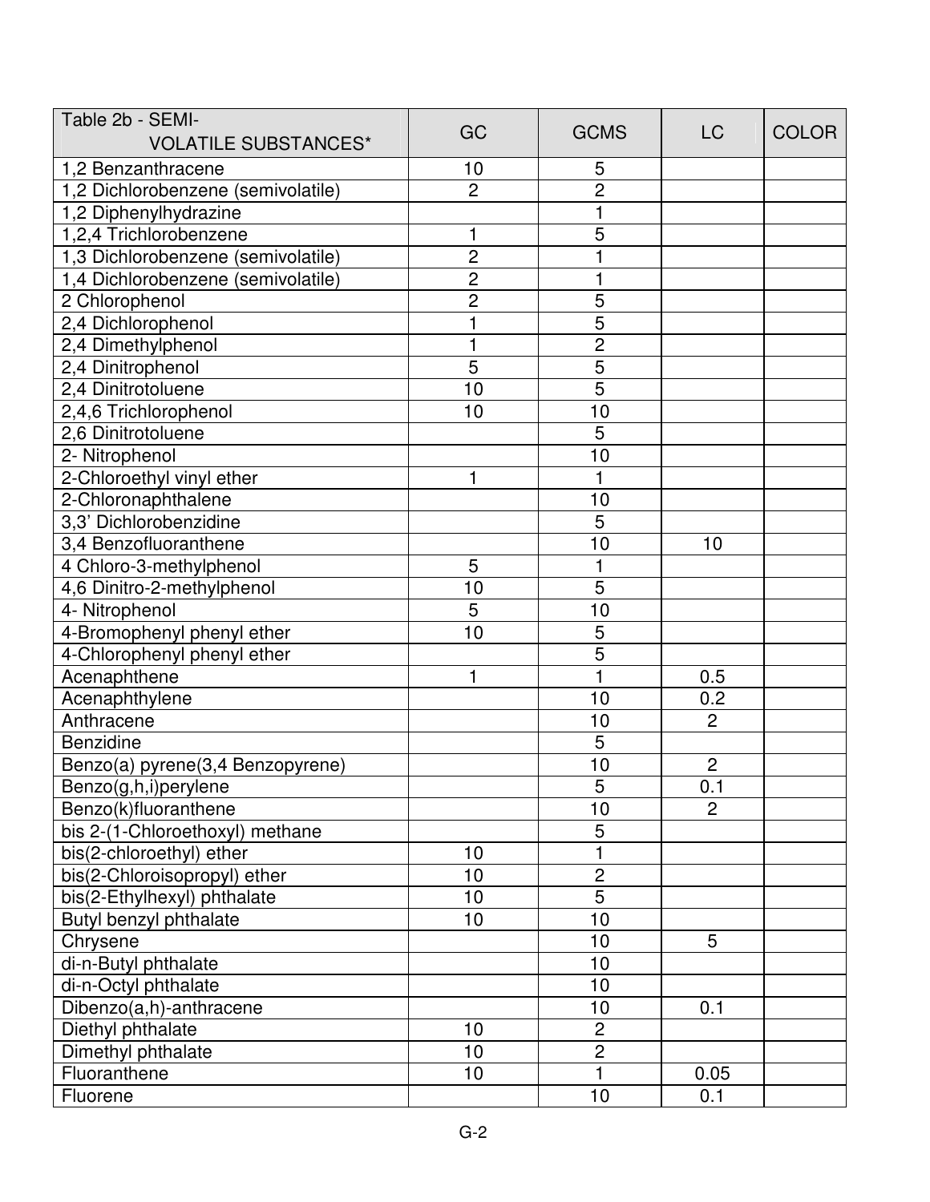| Table 2b - SEMI-VOLATILE SUBSTANCES* | GC | GCMS | LC | COLOR |
|---|---|---|---|---|
| 1,2 Benzanthracene | 10 | 5 | | |
| 1,2 Dichlorobenzene (semivolatile) | 2 | 2 | | |
| 1,2 Diphenylhydrazine | | 1 | | |
| 1,2,4 Trichlorobenzene | 1 | 5 | | |
| 1,3 Dichlorobenzene (semivolatile) | 2 | 1 | | |
| 1,4 Dichlorobenzene (semivolatile) | 2 | 1 | | |
| 2 Chlorophenol | 2 | 5 | | |
| 2,4 Dichlorophenol | 1 | 5 | | |
| 2,4 Dimethylphenol | 1 | 2 | | |
| 2,4 Dinitrophenol | 5 | 5 | | |
| 2,4 Dinitrotoluene | 10 | 5 | | |
| 2,4,6 Trichlorophenol | 10 | 10 | | |
| 2,6 Dinitrotoluene | | 5 | | |
| 2- Nitrophenol | | 10 | | |
| 2-Chloroethyl vinyl ether | 1 | 1 | | |
| 2-Chloronaphthalene | | 10 | | |
| 3,3' Dichlorobenzidine | | 5 | | |
| 3,4 Benzofluoranthene | | 10 | 10 | |
| 4 Chloro-3-methylphenol | 5 | 1 | | |
| 4,6 Dinitro-2-methylphenol | 10 | 5 | | |
| 4- Nitrophenol | 5 | 10 | | |
| 4-Bromophenyl phenyl ether | 10 | 5 | | |
| 4-Chlorophenyl phenyl ether | | 5 | | |
| Acenaphthene | 1 | 1 | 0.5 | |
| Acenaphthylene | | 10 | 0.2 | |
| Anthracene | | 10 | 2 | |
| Benzidine | | 5 | | |
| Benzo(a) pyrene(3,4 Benzopyrene) | | 10 | 2 | |
| Benzo(g,h,i)perylene | | 5 | 0.1 | |
| Benzo(k)fluoranthene | | 10 | 2 | |
| bis 2-(1-Chloroethoxyl) methane | | 5 | | |
| bis(2-chloroethyl) ether | 10 | 1 | | |
| bis(2-Chloroisopropyl) ether | 10 | 2 | | |
| bis(2-Ethylhexyl) phthalate | 10 | 5 | | |
| Butyl benzyl phthalate | 10 | 10 | | |
| Chrysene | | 10 | 5 | |
| di-n-Butyl phthalate | | 10 | | |
| di-n-Octyl phthalate | | 10 | | |
| Dibenzo(a,h)-anthracene | | 10 | 0.1 | |
| Diethyl phthalate | 10 | 2 | | |
| Dimethyl phthalate | 10 | 2 | | |
| Fluoranthene | 10 | 1 | 0.05 | |
| Fluorene | | 10 | 0.1 | |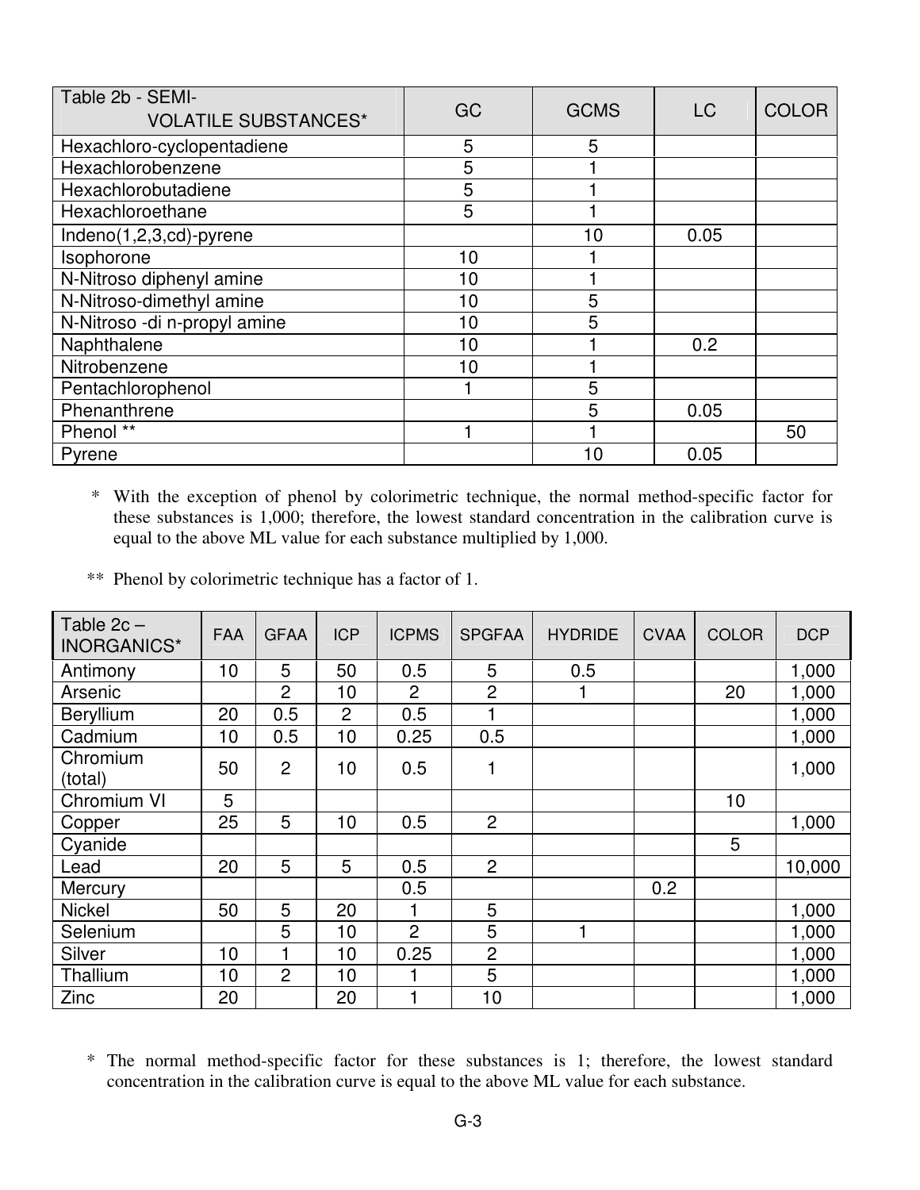| Table 2b - SEMI-VOLATILE SUBSTANCES* | GC | GCMS | LC | COLOR |
|---|---|---|---|---|
| Hexachloro-cyclopentadiene | 5 | 5 | | |
| Hexachlorobenzene | 5 | 1 | | |
| Hexachlorobutadiene | 5 | 1 | | |
| Hexachloroethane | 5 | 1 | | |
| Indeno(1,2,3,cd)-pyrene | | 10 | 0.05 | |
| Isophorone | 10 | 1 | | |
| N-Nitroso diphenyl amine | 10 | 1 | | |
| N-Nitroso-dimethyl amine | 10 | 5 | | |
| N-Nitroso -di n-propyl amine | 10 | 5 | | |
| Naphthalene | 10 | 1 | 0.2 | |
| Nitrobenzene | 10 | 1 | | |
| Pentachlorophenol | 1 | 5 | | |
| Phenanthrene | | 5 | 0.05 | |
| Phenol ** | 1 | 1 | | 50 |
| Pyrene | | 10 | 0.05 | |

\* With the exception of phenol by colorimetric technique, the normal method-specific factor for these substances is 1,000; therefore, the lowest standard concentration in the calibration curve is equal to the above ML value for each substance multiplied by 1,000.

** Phenol by colorimetric technique has a factor of 1.

| Table 2c – INORGANICS* | FAA | GFAA | ICP | ICPMS | SPGFAA | HYDRIDE | CVAA | COLOR | DCP |
|---|---|---|---|---|---|---|---|---|---|
| Antimony | 10 | 5 | 50 | 0.5 | 5 | 0.5 | | | 1,000 |
| Arsenic | | 2 | 10 | 2 | 2 | 1 | | 20 | 1,000 |
| Beryllium | 20 | 0.5 | 2 | 0.5 | 1 | | | | 1,000 |
| Cadmium | 10 | 0.5 | 10 | 0.25 | 0.5 | | | | 1,000 |
| Chromium (total) | 50 | 2 | 10 | 0.5 | 1 | | | | 1,000 |
| Chromium VI | 5 | | | | | | | 10 | |
| Copper | 25 | 5 | 10 | 0.5 | 2 | | | | 1,000 |
| Cyanide | | | | | | | | 5 | |
| Lead | 20 | 5 | 5 | 0.5 | 2 | | | | 10,000 |
| Mercury | | | | 0.5 | | | 0.2 | | |
| Nickel | 50 | 5 | 20 | 1 | 5 | | | | 1,000 |
| Selenium | | 5 | 10 | 2 | 5 | 1 | | | 1,000 |
| Silver | 10 | 1 | 10 | 0.25 | 2 | | | | 1,000 |
| Thallium | 10 | 2 | 10 | 1 | 5 | | | | 1,000 |
| Zinc | 20 | | 20 | 1 | 10 | | | | 1,000 |

\* The normal method-specific factor for these substances is 1; therefore, the lowest standard concentration in the calibration curve is equal to the above ML value for each substance.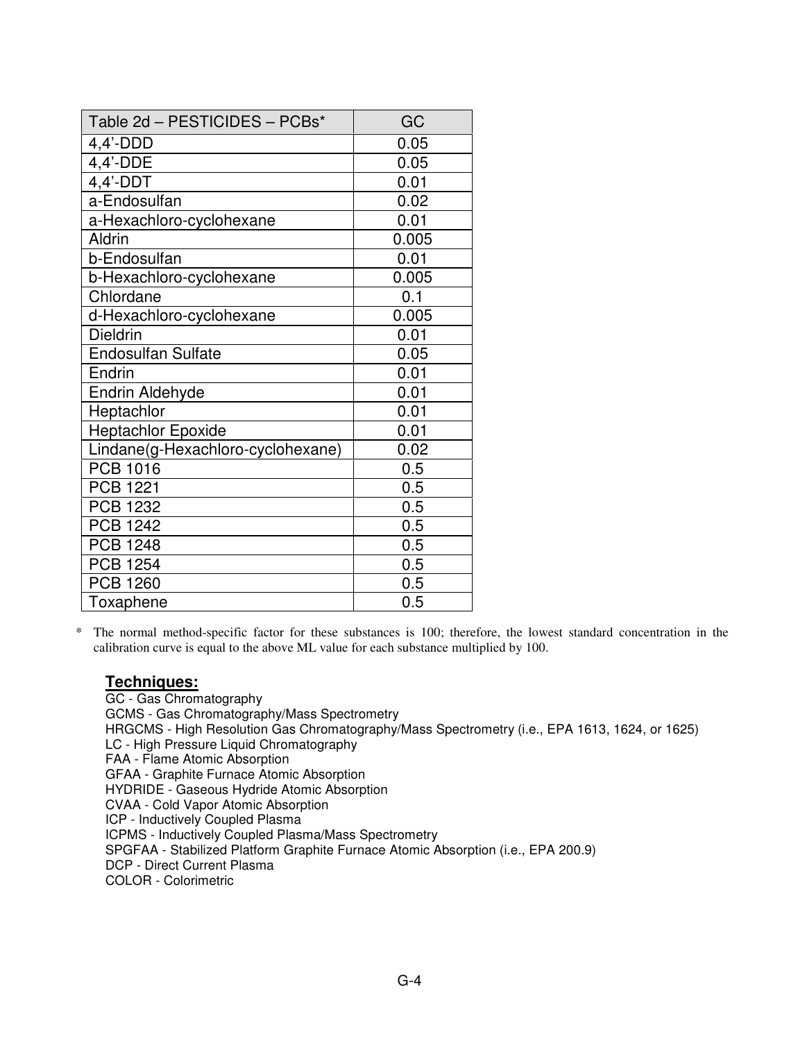| Table 2d – PESTICIDES – PCBs* | GC |
|---|---|
| 4,4'-DDD | 0.05 |
| 4,4'-DDE | 0.05 |
| 4,4'-DDT | 0.01 |
| a-Endosulfan | 0.02 |
| a-Hexachloro-cyclohexane | 0.01 |
| Aldrin | 0.005 |
| b-Endosulfan | 0.01 |
| b-Hexachloro-cyclohexane | 0.005 |
| Chlordane | 0.1 |
| d-Hexachloro-cyclohexane | 0.005 |
| Dieldrin | 0.01 |
| Endosulfan Sulfate | 0.05 |
| Endrin | 0.01 |
| Endrin Aldehyde | 0.01 |
| Heptachlor | 0.01 |
| Heptachlor Epoxide | 0.01 |
| Lindane(g-Hexachloro-cyclohexane) | 0.02 |
| PCB 1016 | 0.5 |
| PCB 1221 | 0.5 |
| PCB 1232 | 0.5 |
| PCB 1242 | 0.5 |
| PCB 1248 | 0.5 |
| PCB 1254 | 0.5 |
| PCB 1260 | 0.5 |
| Toxaphene | 0.5 |

\* The normal method-specific factor for these substances is 100; therefore, the lowest standard concentration in the calibration curve is equal to the above ML value for each substance multiplied by 100.

**Techniques:**

GC - Gas Chromatography
GCMS - Gas Chromatography/Mass Spectrometry
HRGCMS - High Resolution Gas Chromatography/Mass Spectrometry (i.e., EPA 1613, 1624, or 1625)
LC - High Pressure Liquid Chromatography
FAA - Flame Atomic Absorption
GFAA - Graphite Furnace Atomic Absorption
HYDRIDE - Gaseous Hydride Atomic Absorption
CVAA - Cold Vapor Atomic Absorption
ICP - Inductively Coupled Plasma
ICPMS - Inductively Coupled Plasma/Mass Spectrometry
SPGFAA - Stabilized Platform Graphite Furnace Atomic Absorption (i.e., EPA 200.9)
DCP - Direct Current Plasma
COLOR - Colorimetric